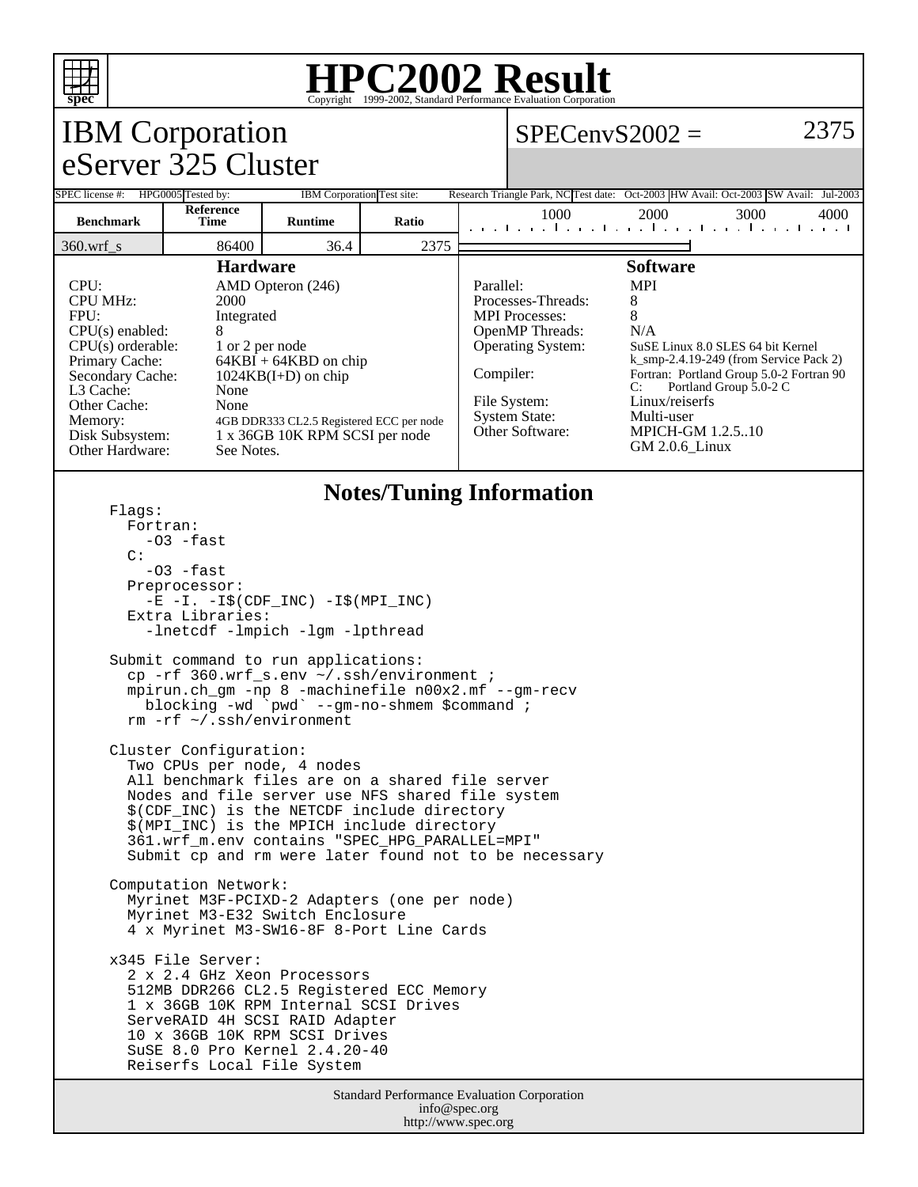# HPC2002 Result

Copyright 1999-2002, Standard Performance Evaluation Corporation

## IBM Corporation
## eServer 325 Cluster

**SPECenvS2002 = 2375**

| SPEC license #: | HPG0005 | Tested by: | IBM Corporation | Test site: | Research Triangle Park, NC | Test date: | Oct-2003 | HW Avail: | Oct-2003 | SW Avail: | Jul-2003 |
|---|---|---|---|---|---|---|---|---|---|---|---|

| Benchmark | Reference Time | Runtime | Ratio |
|---|---|---|---|
| 360.wrf_s | 86400 | 36.4 | 2375 |

### Hardware

| | |
|---|---|
| CPU: | AMD Opteron (246) |
| CPU MHz: | 2000 |
| FPU: | Integrated |
| CPU(s) enabled: | 8 |
| CPU(s) orderable: | 1 or 2 per node |
| Primary Cache: | 64KBI + 64KBD on chip |
| Secondary Cache: | 1024KB(I+D) on chip |
| L3 Cache: | None |
| Other Cache: | None |
| Memory: | 4GB DDR333 CL2.5 Registered ECC per node |
| Disk Subsystem: | 1 x 36GB 10K RPM SCSI per node |
| Other Hardware: | See Notes. |

### Software

| | |
|---|---|
| Parallel: | MPI |
| Processes-Threads: | 8 |
| MPI Processes: | 8 |
| OpenMP Threads: | N/A |
| Operating System: | SuSE Linux 8.0 SLES 64 bit Kernel k_smp-2.4.19-249 (from Service Pack 2) |
| Compiler: | Fortran: Portland Group 5.0-2 Fortran 90<br>C: Portland Group 5.0-2 C |
| File System: | Linux/reiserfs |
| System State: | Multi-user |
| Other Software: | MPICH-GM 1.2.5..10<br>GM 2.0.6_Linux |

### Notes/Tuning Information

```
Flags:
  Fortran:
    -O3 -fast
  C:
    -O3 -fast
  Preprocessor:
    -E -I. -I$(CDF_INC) -I$(MPI_INC)
  Extra Libraries:
    -lnetcdf -lmpich -lgm -lpthread

Submit command to run applications:
  cp -rf 360.wrf_s.env ~/.ssh/environment ;
  mpirun.ch_gm -np 8 -machinefile n00x2.mf --gm-recv
    blocking -wd `pwd` --gm-no-shmem $command ;
  rm -rf ~/.ssh/environment

Cluster Configuration:
  Two CPUs per node, 4 nodes
  All benchmark files are on a shared file server
  Nodes and file server use NFS shared file system
  $(CDF_INC) is the NETCDF include directory
  $(MPI_INC) is the MPICH include directory
  361.wrf_m.env contains "SPEC_HPG_PARALLEL=MPI"
  Submit cp and rm were later found not to be necessary

Computation Network:
  Myrinet M3F-PCIXD-2 Adapters (one per node)
  Myrinet M3-E32 Switch Enclosure
  4 x Myrinet M3-SW16-8F 8-Port Line Cards

x345 File Server:
  2 x 2.4 GHz Xeon Processors
  512MB DDR266 CL2.5 Registered ECC Memory
  1 x 36GB 10K RPM Internal SCSI Drives
  ServeRAID 4H SCSI RAID Adapter
  10 x 36GB 10K RPM SCSI Drives
  SuSE 8.0 Pro Kernel 2.4.20-40
  Reiserfs Local File System
```

Standard Performance Evaluation Corporation
info@spec.org
http://www.spec.org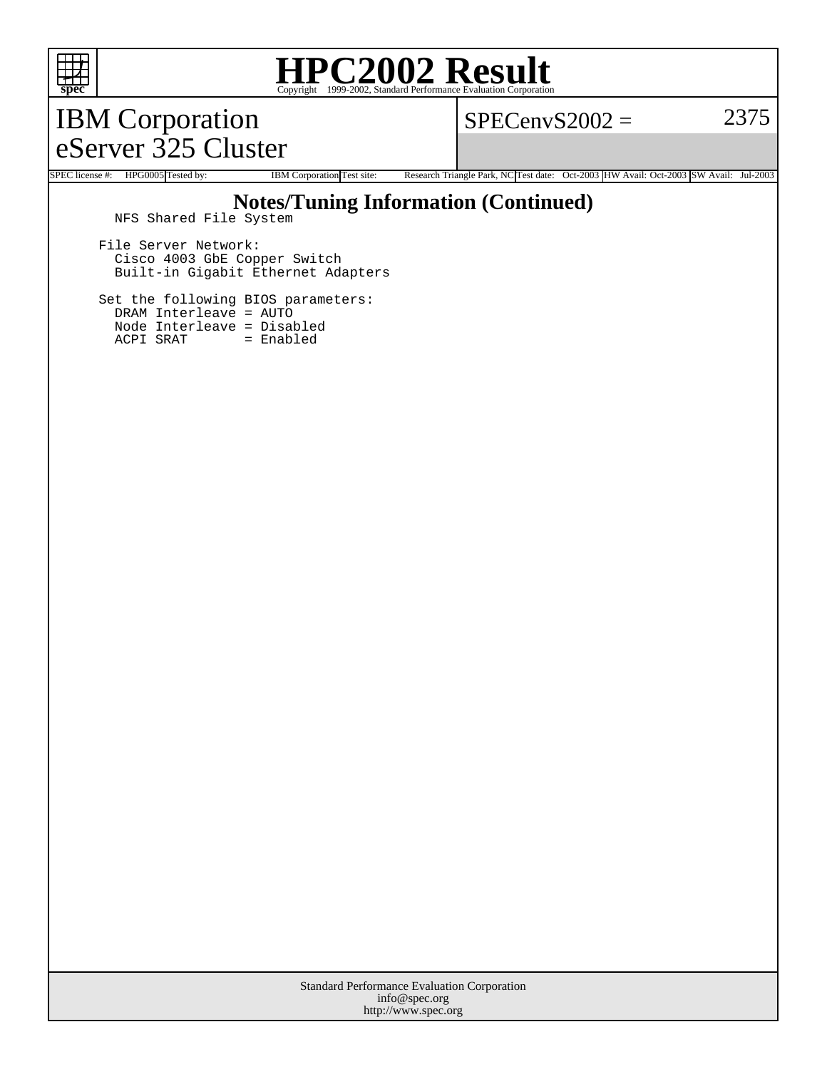# HPC2002 Result

Copyright 1999-2002, Standard Performance Evaluation Corporation

## IBM Corporation
## eServer 325 Cluster

SPECenvS2002 = 2375

| SPEC license #: | HPG0005 | Tested by: | IBM Corporation | Test site: | Research Triangle Park, NC | Test date: | Oct-2003 | HW Avail: | Oct-2003 | SW Avail: | Jul-2003 |
|---|---|---|---|---|---|---|---|---|---|---|---|

## Notes/Tuning Information (Continued)

```
  NFS Shared File System

File Server Network:
  Cisco 4003 GbE Copper Switch
  Built-in Gigabit Ethernet Adapters

Set the following BIOS parameters:
  DRAM Interleave = AUTO
  Node Interleave = Disabled
  ACPI SRAT       = Enabled
```

Standard Performance Evaluation Corporation
info@spec.org
http://www.spec.org